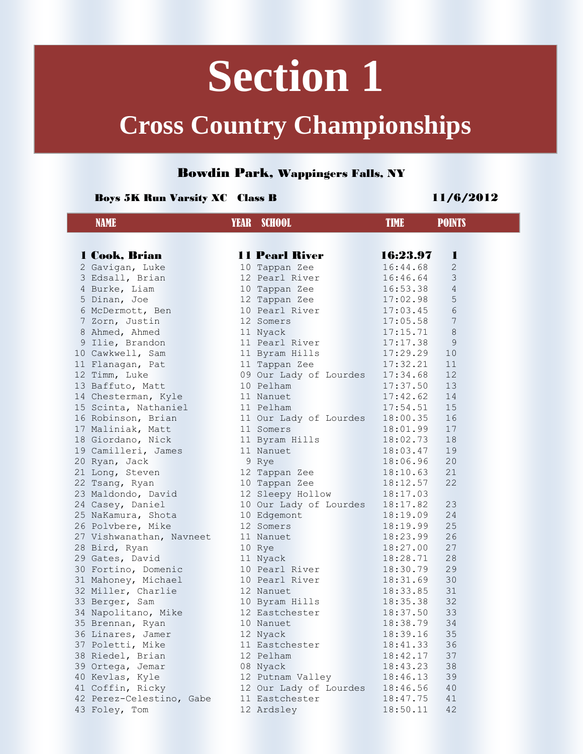# Section 1

## Cross Country Championships

### Bowdin Park, Wappingers Falls, NY

**Boys 5K Run Varsity XC Class B** — 11/6/2012

| | NAME | YEAR | SCHOOL | TIME | POINTS |
|---|---|---|---|---|---|
| **1** | **Cook, Brian** | **11** | **Pearl River** | **16:23.97** | **1** |
| 2 | Gavigan, Luke | 10 | Tappan Zee | 16:44.68 | 2 |
| 3 | Edsall, Brian | 12 | Pearl River | 16:46.64 | 3 |
| 4 | Burke, Liam | 10 | Tappan Zee | 16:53.38 | 4 |
| 5 | Dinan, Joe | 12 | Tappan Zee | 17:02.98 | 5 |
| 6 | McDermott, Ben | 10 | Pearl River | 17:03.45 | 6 |
| 7 | Zorn, Justin | 12 | Somers | 17:05.58 | 7 |
| 8 | Ahmed, Ahmed | 11 | Nyack | 17:15.71 | 8 |
| 9 | Ilie, Brandon | 11 | Pearl River | 17:17.38 | 9 |
| 10 | Cawkwell, Sam | 11 | Byram Hills | 17:29.29 | 10 |
| 11 | Flanagan, Pat | 11 | Tappan Zee | 17:32.21 | 11 |
| 12 | Timm, Luke | 09 | Our Lady of Lourdes | 17:34.68 | 12 |
| 13 | Baffuto, Matt | 10 | Pelham | 17:37.50 | 13 |
| 14 | Chesterman, Kyle | 11 | Nanuet | 17:42.62 | 14 |
| 15 | Scinta, Nathaniel | 11 | Pelham | 17:54.51 | 15 |
| 16 | Robinson, Brian | 11 | Our Lady of Lourdes | 18:00.35 | 16 |
| 17 | Maliniak, Matt | 11 | Somers | 18:01.99 | 17 |
| 18 | Giordano, Nick | 11 | Byram Hills | 18:02.73 | 18 |
| 19 | Camilleri, James | 11 | Nanuet | 18:03.47 | 19 |
| 20 | Ryan, Jack | 9 | Rye | 18:06.96 | 20 |
| 21 | Long, Steven | 12 | Tappan Zee | 18:10.63 | 21 |
| 22 | Tsang, Ryan | 10 | Tappan Zee | 18:12.57 | 22 |
| 23 | Maldondo, David | 12 | Sleepy Hollow | 18:17.03 | |
| 24 | Casey, Daniel | 10 | Our Lady of Lourdes | 18:17.82 | 23 |
| 25 | NaKamura, Shota | 10 | Edgemont | 18:19.09 | 24 |
| 26 | Polvbere, Mike | 12 | Somers | 18:19.99 | 25 |
| 27 | Vishwanathan, Navneet | 11 | Nanuet | 18:23.99 | 26 |
| 28 | Bird, Ryan | 10 | Rye | 18:27.00 | 27 |
| 29 | Gates, David | 11 | Nyack | 18:28.71 | 28 |
| 30 | Fortino, Domenic | 10 | Pearl River | 18:30.79 | 29 |
| 31 | Mahoney, Michael | 10 | Pearl River | 18:31.69 | 30 |
| 32 | Miller, Charlie | 12 | Nanuet | 18:33.85 | 31 |
| 33 | Berger, Sam | 10 | Byram Hills | 18:35.38 | 32 |
| 34 | Napolitano, Mike | 12 | Eastchester | 18:37.50 | 33 |
| 35 | Brennan, Ryan | 10 | Nanuet | 18:38.79 | 34 |
| 36 | Linares, Jamer | 12 | Nyack | 18:39.16 | 35 |
| 37 | Poletti, Mike | 11 | Eastchester | 18:41.33 | 36 |
| 38 | Riedel, Brian | 12 | Pelham | 18:42.17 | 37 |
| 39 | Ortega, Jemar | 08 | Nyack | 18:43.23 | 38 |
| 40 | Kevlas, Kyle | 12 | Putnam Valley | 18:46.13 | 39 |
| 41 | Coffin, Ricky | 12 | Our Lady of Lourdes | 18:46.56 | 40 |
| 42 | Perez-Celestino, Gabe | 11 | Eastchester | 18:47.75 | 41 |
| 43 | Foley, Tom | 12 | Ardsley | 18:50.11 | 42 |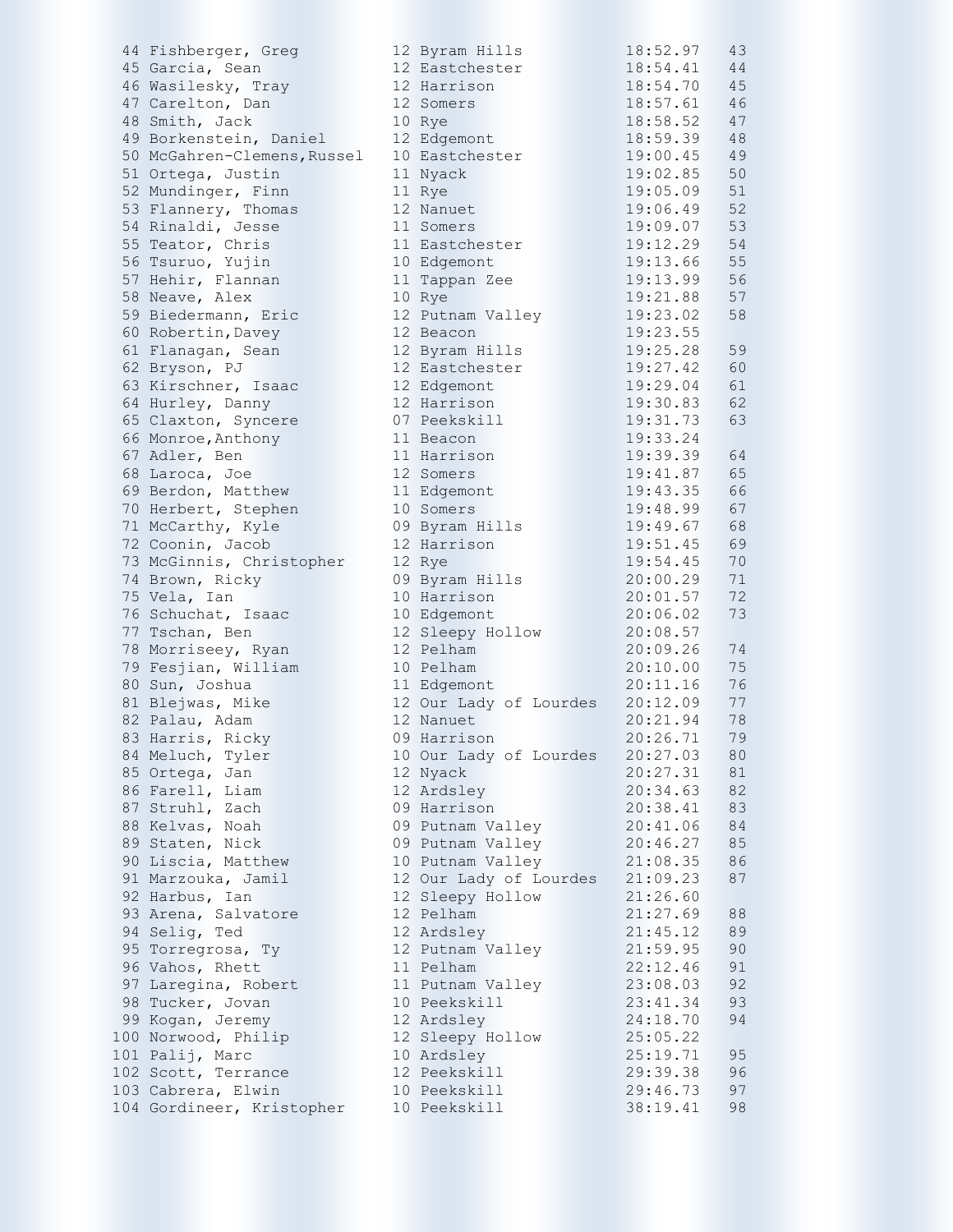| Place | Name | Yr | School | Time | Points |
|---|---|---|---|---|---|
| 44 | Fishberger, Greg | 12 | Byram Hills | 18:52.97 | 43 |
| 45 | Garcia, Sean | 12 | Eastchester | 18:54.41 | 44 |
| 46 | Wasilesky, Tray | 12 | Harrison | 18:54.70 | 45 |
| 47 | Carelton, Dan | 12 | Somers | 18:57.61 | 46 |
| 48 | Smith, Jack | 10 | Rye | 18:58.52 | 47 |
| 49 | Borkenstein, Daniel | 12 | Edgemont | 18:59.39 | 48 |
| 50 | McGahren-Clemens,Russel | 10 | Eastchester | 19:00.45 | 49 |
| 51 | Ortega, Justin | 11 | Nyack | 19:02.85 | 50 |
| 52 | Mundinger, Finn | 11 | Rye | 19:05.09 | 51 |
| 53 | Flannery, Thomas | 12 | Nanuet | 19:06.49 | 52 |
| 54 | Rinaldi, Jesse | 11 | Somers | 19:09.07 | 53 |
| 55 | Teator, Chris | 11 | Eastchester | 19:12.29 | 54 |
| 56 | Tsuruo, Yujin | 10 | Edgemont | 19:13.66 | 55 |
| 57 | Hehir, Flannan | 11 | Tappan Zee | 19:13.99 | 56 |
| 58 | Neave, Alex | 10 | Rye | 19:21.88 | 57 |
| 59 | Biedermann, Eric | 12 | Putnam Valley | 19:23.02 | 58 |
| 60 | Robertin,Davey | 12 | Beacon | 19:23.55 | |
| 61 | Flanagan, Sean | 12 | Byram Hills | 19:25.28 | 59 |
| 62 | Bryson, PJ | 12 | Eastchester | 19:27.42 | 60 |
| 63 | Kirschner, Isaac | 12 | Edgemont | 19:29.04 | 61 |
| 64 | Hurley, Danny | 12 | Harrison | 19:30.83 | 62 |
| 65 | Claxton, Syncere | 07 | Peekskill | 19:31.73 | 63 |
| 66 | Monroe,Anthony | 11 | Beacon | 19:33.24 | |
| 67 | Adler, Ben | 11 | Harrison | 19:39.39 | 64 |
| 68 | Laroca, Joe | 12 | Somers | 19:41.87 | 65 |
| 69 | Berdon, Matthew | 11 | Edgemont | 19:43.35 | 66 |
| 70 | Herbert, Stephen | 10 | Somers | 19:48.99 | 67 |
| 71 | McCarthy, Kyle | 09 | Byram Hills | 19:49.67 | 68 |
| 72 | Coonin, Jacob | 12 | Harrison | 19:51.45 | 69 |
| 73 | McGinnis, Christopher | 12 | Rye | 19:54.45 | 70 |
| 74 | Brown, Ricky | 09 | Byram Hills | 20:00.29 | 71 |
| 75 | Vela, Ian | 10 | Harrison | 20:01.57 | 72 |
| 76 | Schuchat, Isaac | 10 | Edgemont | 20:06.02 | 73 |
| 77 | Tschan, Ben | 12 | Sleepy Hollow | 20:08.57 | |
| 78 | Morriseey, Ryan | 12 | Pelham | 20:09.26 | 74 |
| 79 | Fesjian, William | 10 | Pelham | 20:10.00 | 75 |
| 80 | Sun, Joshua | 11 | Edgemont | 20:11.16 | 76 |
| 81 | Blejwas, Mike | 12 | Our Lady of Lourdes | 20:12.09 | 77 |
| 82 | Palau, Adam | 12 | Nanuet | 20:21.94 | 78 |
| 83 | Harris, Ricky | 09 | Harrison | 20:26.71 | 79 |
| 84 | Meluch, Tyler | 10 | Our Lady of Lourdes | 20:27.03 | 80 |
| 85 | Ortega, Jan | 12 | Nyack | 20:27.31 | 81 |
| 86 | Farell, Liam | 12 | Ardsley | 20:34.63 | 82 |
| 87 | Struhl, Zach | 09 | Harrison | 20:38.41 | 83 |
| 88 | Kelvas, Noah | 09 | Putnam Valley | 20:41.06 | 84 |
| 89 | Staten, Nick | 09 | Putnam Valley | 20:46.27 | 85 |
| 90 | Liscia, Matthew | 10 | Putnam Valley | 21:08.35 | 86 |
| 91 | Marzouka, Jamil | 12 | Our Lady of Lourdes | 21:09.23 | 87 |
| 92 | Harbus, Ian | 12 | Sleepy Hollow | 21:26.60 | |
| 93 | Arena, Salvatore | 12 | Pelham | 21:27.69 | 88 |
| 94 | Selig, Ted | 12 | Ardsley | 21:45.12 | 89 |
| 95 | Torregrosa, Ty | 12 | Putnam Valley | 21:59.95 | 90 |
| 96 | Vahos, Rhett | 11 | Pelham | 22:12.46 | 91 |
| 97 | Laregina, Robert | 11 | Putnam Valley | 23:08.03 | 92 |
| 98 | Tucker, Jovan | 10 | Peekskill | 23:41.34 | 93 |
| 99 | Kogan, Jeremy | 12 | Ardsley | 24:18.70 | 94 |
| 100 | Norwood, Philip | 12 | Sleepy Hollow | 25:05.22 | |
| 101 | Palij, Marc | 10 | Ardsley | 25:19.71 | 95 |
| 102 | Scott, Terrance | 12 | Peekskill | 29:39.38 | 96 |
| 103 | Cabrera, Elwin | 10 | Peekskill | 29:46.73 | 97 |
| 104 | Gordineer, Kristopher | 10 | Peekskill | 38:19.41 | 98 |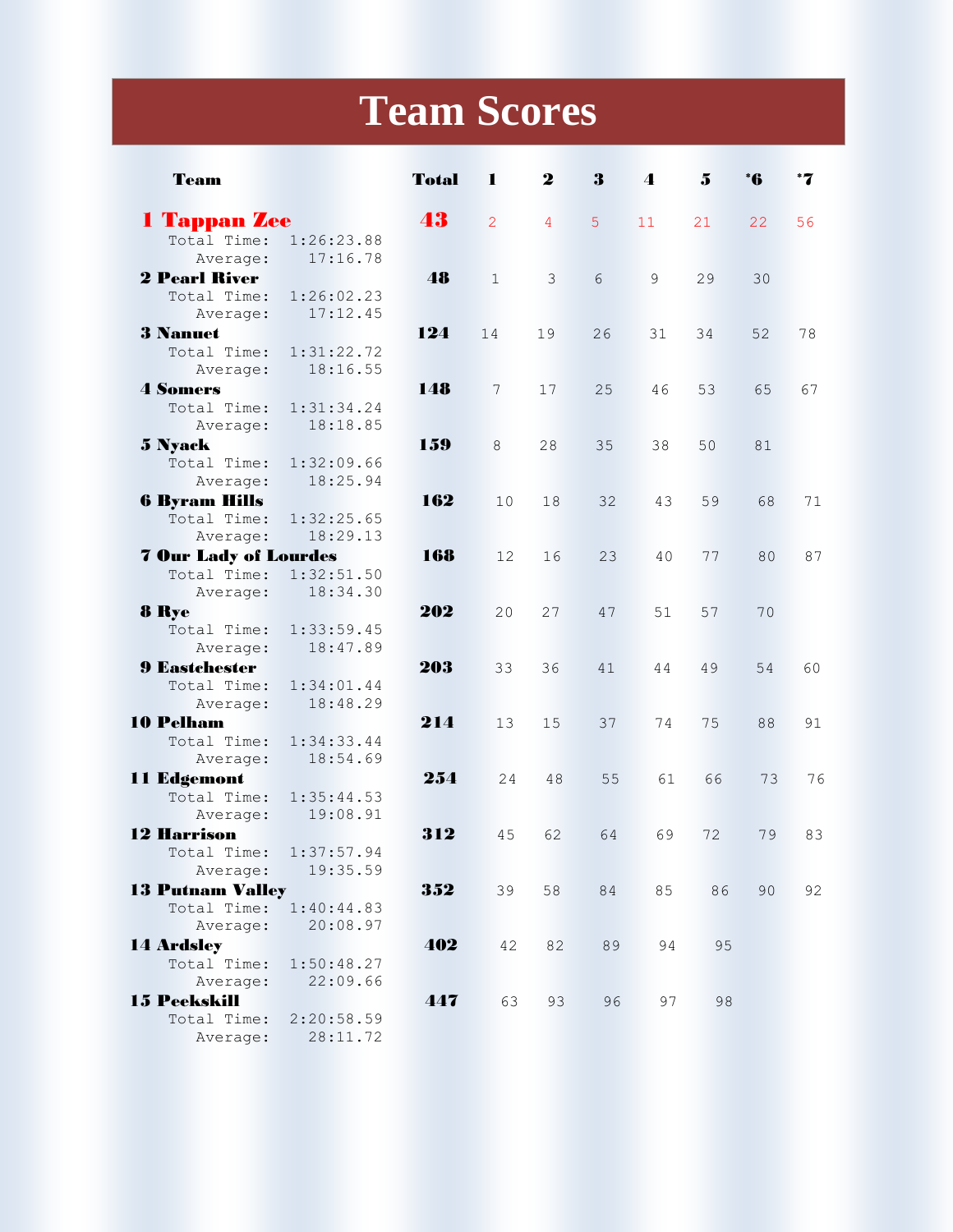# Team Scores

| Team | Total | 1 | 2 | 3 | 4 | 5 | *6 | *7 |
|---|---|---|---|---|---|---|---|---|
| 1 Tappan Zee<br>Total Time: 1:26:23.88<br>Average: 17:16.78 | 43 | 2 | 4 | 5 | 11 | 21 | 22 | 56 |
| 2 Pearl River<br>Total Time: 1:26:02.23<br>Average: 17:12.45 | 48 | 1 | 3 | 6 | 9 | 29 | 30 | |
| 3 Nanuet<br>Total Time: 1:31:22.72<br>Average: 18:16.55 | 124 | 14 | 19 | 26 | 31 | 34 | 52 | 78 |
| 4 Somers<br>Total Time: 1:31:34.24<br>Average: 18:18.85 | 148 | 7 | 17 | 25 | 46 | 53 | 65 | 67 |
| 5 Nyack<br>Total Time: 1:32:09.66<br>Average: 18:25.94 | 159 | 8 | 28 | 35 | 38 | 50 | 81 | |
| 6 Byram Hills<br>Total Time: 1:32:25.65<br>Average: 18:29.13 | 162 | 10 | 18 | 32 | 43 | 59 | 68 | 71 |
| 7 Our Lady of Lourdes<br>Total Time: 1:32:51.50<br>Average: 18:34.30 | 168 | 12 | 16 | 23 | 40 | 77 | 80 | 87 |
| 8 Rye<br>Total Time: 1:33:59.45<br>Average: 18:47.89 | 202 | 20 | 27 | 47 | 51 | 57 | 70 | |
| 9 Eastchester<br>Total Time: 1:34:01.44<br>Average: 18:48.29 | 203 | 33 | 36 | 41 | 44 | 49 | 54 | 60 |
| 10 Pelham<br>Total Time: 1:34:33.44<br>Average: 18:54.69 | 214 | 13 | 15 | 37 | 74 | 75 | 88 | 91 |
| 11 Edgemont<br>Total Time: 1:35:44.53<br>Average: 19:08.91 | 254 | 24 | 48 | 55 | 61 | 66 | 73 | 76 |
| 12 Harrison<br>Total Time: 1:37:57.94<br>Average: 19:35.59 | 312 | 45 | 62 | 64 | 69 | 72 | 79 | 83 |
| 13 Putnam Valley<br>Total Time: 1:40:44.83<br>Average: 20:08.97 | 352 | 39 | 58 | 84 | 85 | 86 | 90 | 92 |
| 14 Ardsley<br>Total Time: 1:50:48.27<br>Average: 22:09.66 | 402 | 42 | 82 | 89 | 94 | 95 | | |
| 15 Peekskill<br>Total Time: 2:20:58.59<br>Average: 28:11.72 | 447 | 63 | 93 | 96 | 97 | 98 | | |